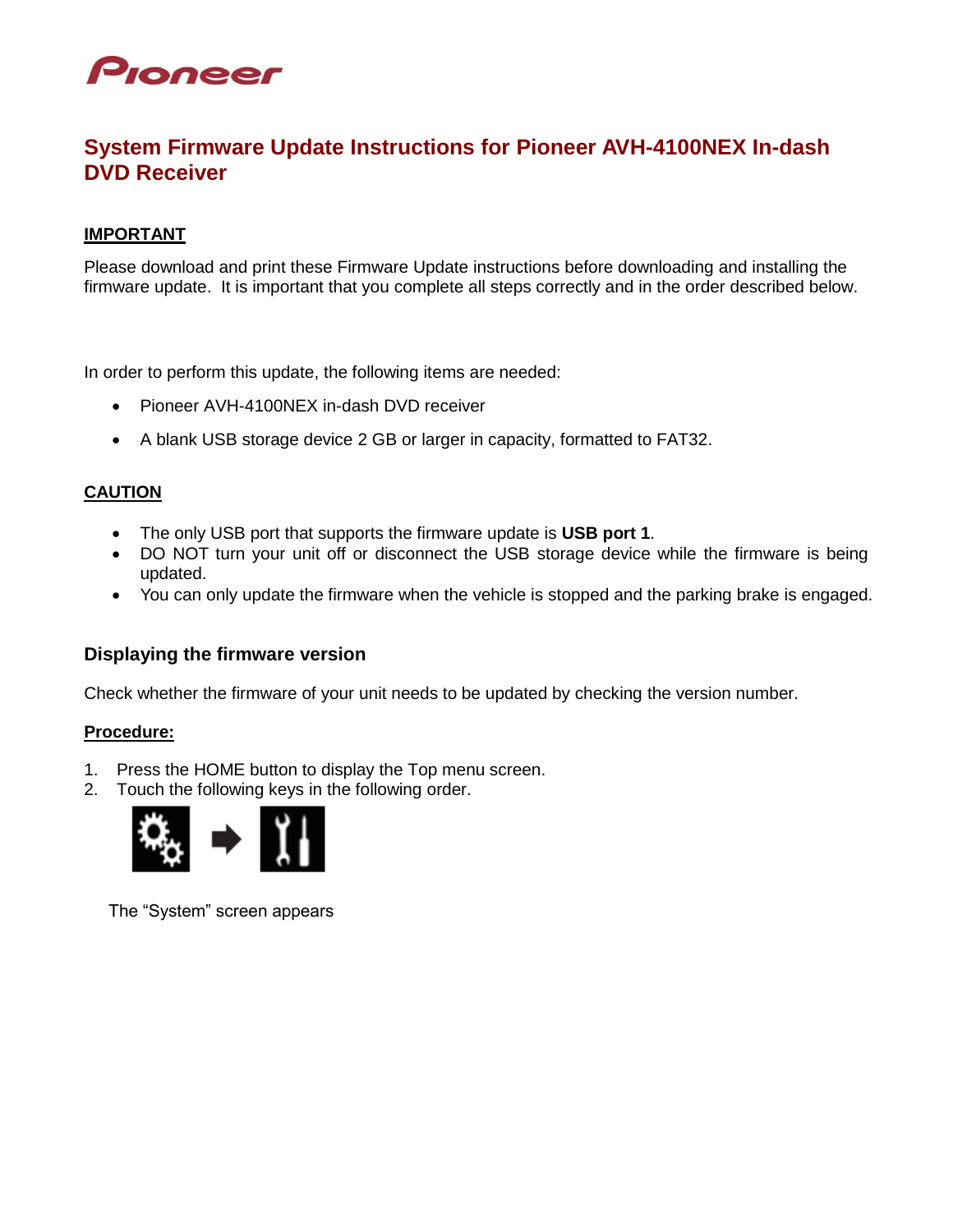Pioneer

# System Firmware Update Instructions for Pioneer AVH-4100NEX In-dash DVD Receiver

**IMPORTANT**

Please download and print these Firmware Update instructions before downloading and installing the firmware update. It is important that you complete all steps correctly and in the order described below.

In order to perform this update, the following items are needed:

- Pioneer AVH-4100NEX in-dash DVD receiver
- A blank USB storage device 2 GB or larger in capacity, formatted to FAT32.

**CAUTION**

- The only USB port that supports the firmware update is **USB port 1**.
- DO NOT turn your unit off or disconnect the USB storage device while the firmware is being updated.
- You can only update the firmware when the vehicle is stopped and the parking brake is engaged.

## Displaying the firmware version

Check whether the firmware of your unit needs to be updated by checking the version number.

**Procedure:**

1. Press the HOME button to display the Top menu screen.
2. Touch the following keys in the following order.

The "System" screen appears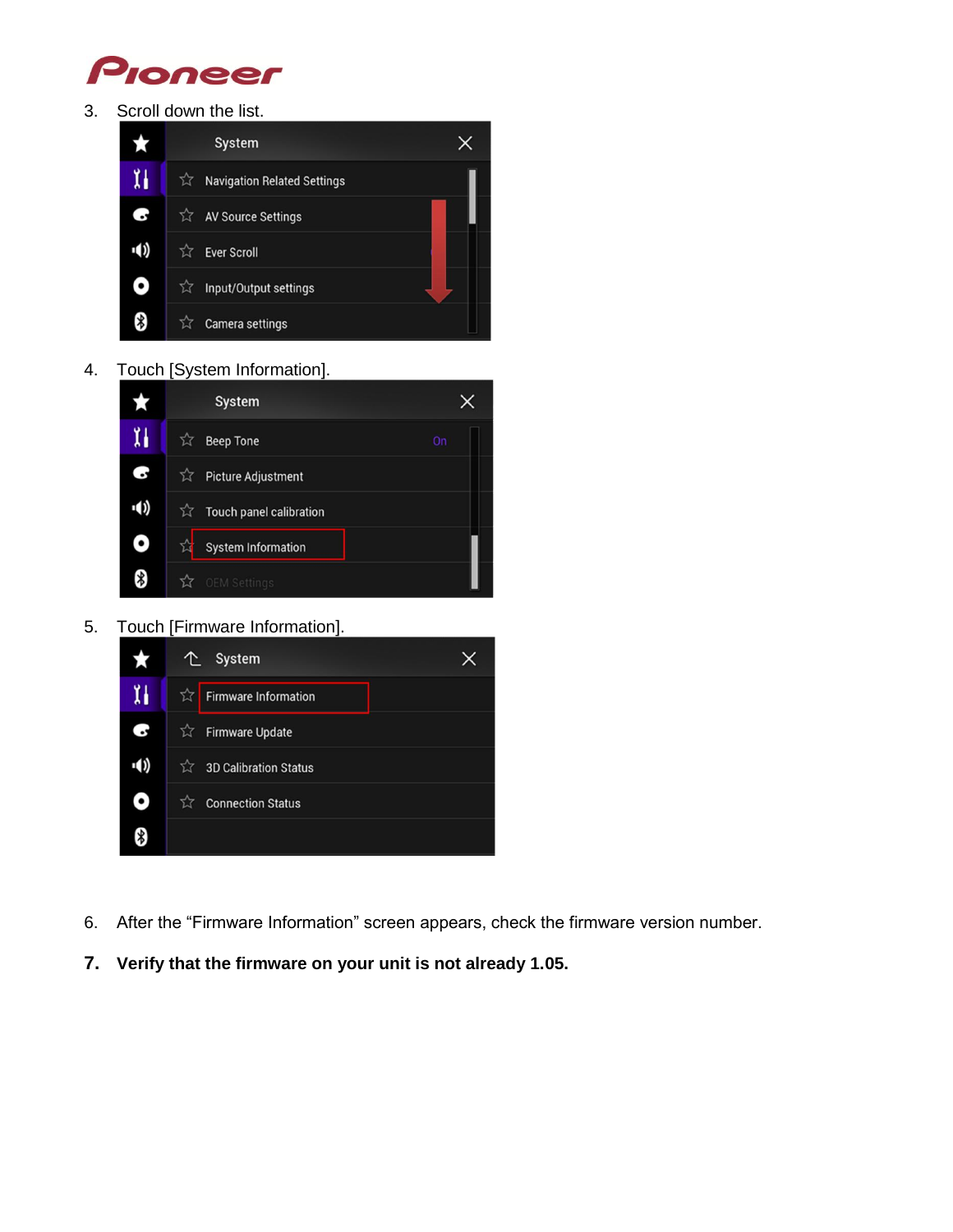3. Scroll down the list.

4. Touch [System Information].

5. Touch [Firmware Information].

6. After the “Firmware Information” screen appears, check the firmware version number.

7. **Verify that the firmware on your unit is not already 1.05.**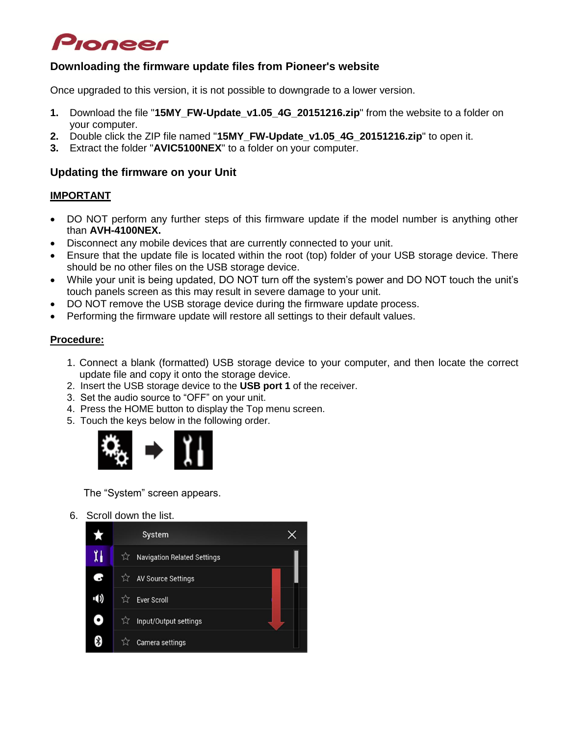## Downloading the firmware update files from Pioneer's website

Once upgraded to this version, it is not possible to downgrade to a lower version.

1. Download the file "**15MY_FW-Update_v1.05_4G_20151216.zip**" from the website to a folder on your computer.
2. Double click the ZIP file named "**15MY_FW-Update_v1.05_4G_20151216.zip**" to open it.
3. Extract the folder "**AVIC5100NEX**" to a folder on your computer.

## Updating the firmware on your Unit

### IMPORTANT

- DO NOT perform any further steps of this firmware update if the model number is anything other than **AVH-4100NEX.**
- Disconnect any mobile devices that are currently connected to your unit.
- Ensure that the update file is located within the root (top) folder of your USB storage device. There should be no other files on the USB storage device.
- While your unit is being updated, DO NOT turn off the system's power and DO NOT touch the unit's touch panels screen as this may result in severe damage to your unit.
- DO NOT remove the USB storage device during the firmware update process.
- Performing the firmware update will restore all settings to their default values.

### Procedure:

1. Connect a blank (formatted) USB storage device to your computer, and then locate the correct update file and copy it onto the storage device.
2. Insert the USB storage device to the **USB port 1** of the receiver.
3. Set the audio source to "OFF" on your unit.
4. Press the HOME button to display the Top menu screen.
5. Touch the keys below in the following order.

   The "System" screen appears.

6. Scroll down the list.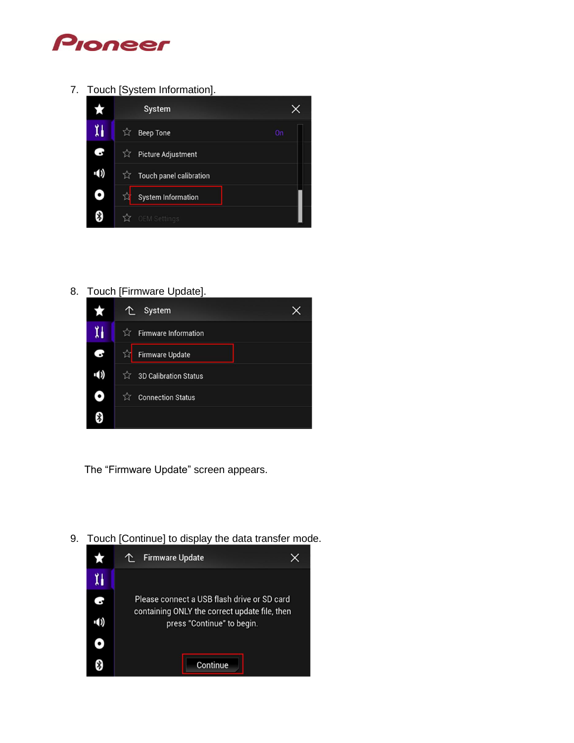7. Touch [System Information].

8. Touch [Firmware Update].

   The "Firmware Update" screen appears.

9. Touch [Continue] to display the data transfer mode.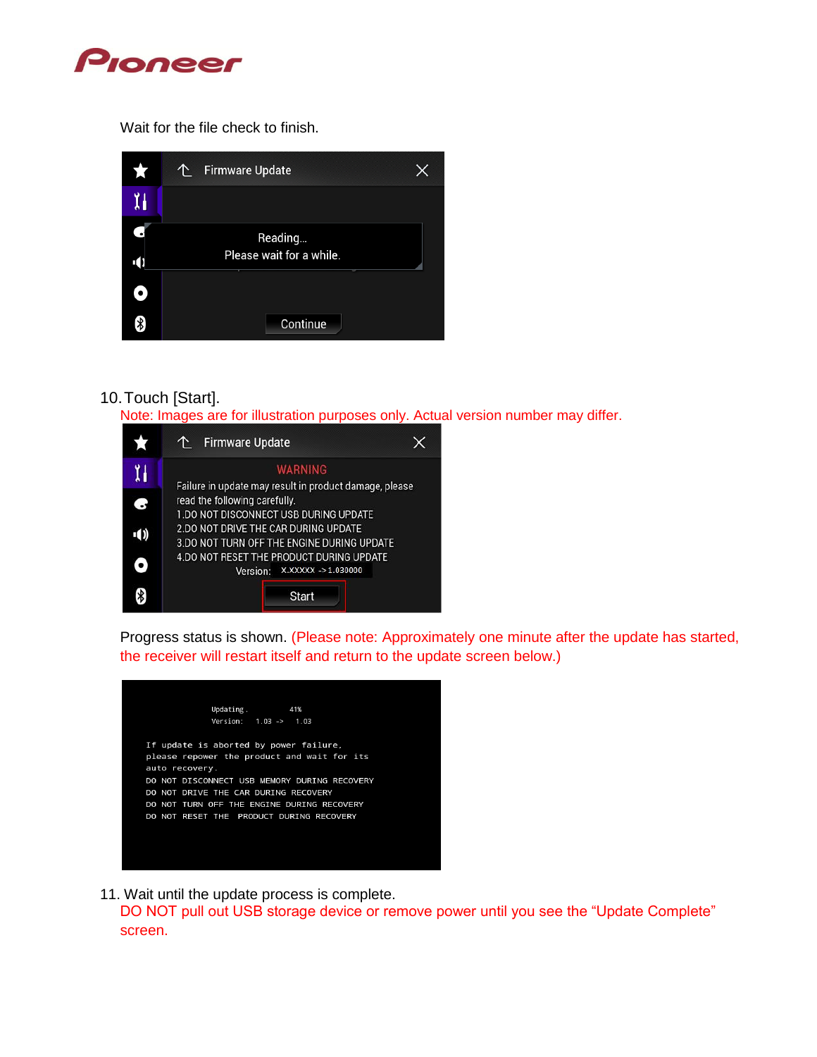Wait for the file check to finish.

10. Touch [Start].

Note: Images are for illustration purposes only. Actual version number may differ.

Progress status is shown. (Please note: Approximately one minute after the update has started, the receiver will restart itself and return to the update screen below.)

11. Wait until the update process is complete.

DO NOT pull out USB storage device or remove power until you see the "Update Complete" screen.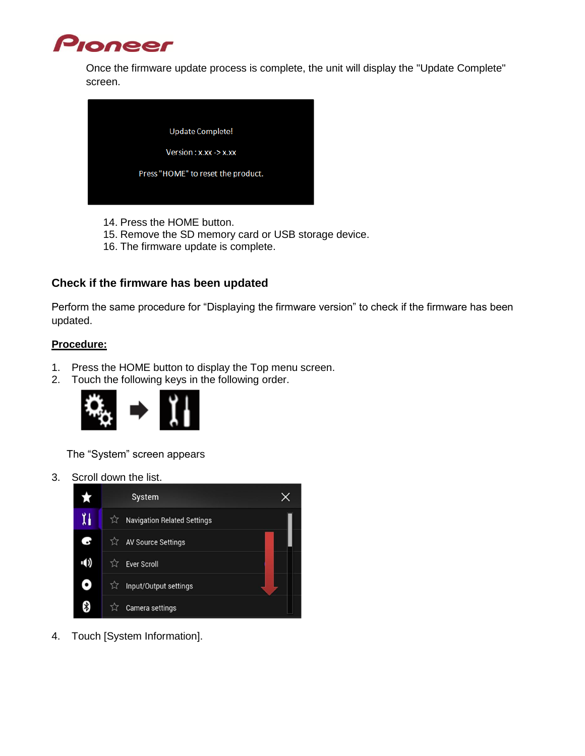Once the firmware update process is complete, the unit will display the "Update Complete" screen.

14. Press the HOME button.
15. Remove the SD memory card or USB storage device.
16. The firmware update is complete.

## Check if the firmware has been updated

Perform the same procedure for “Displaying the firmware version” to check if the firmware has been updated.

**Procedure:**

1. Press the HOME button to display the Top menu screen.
2. Touch the following keys in the following order.

   The “System” screen appears

3. Scroll down the list.
4. Touch [System Information].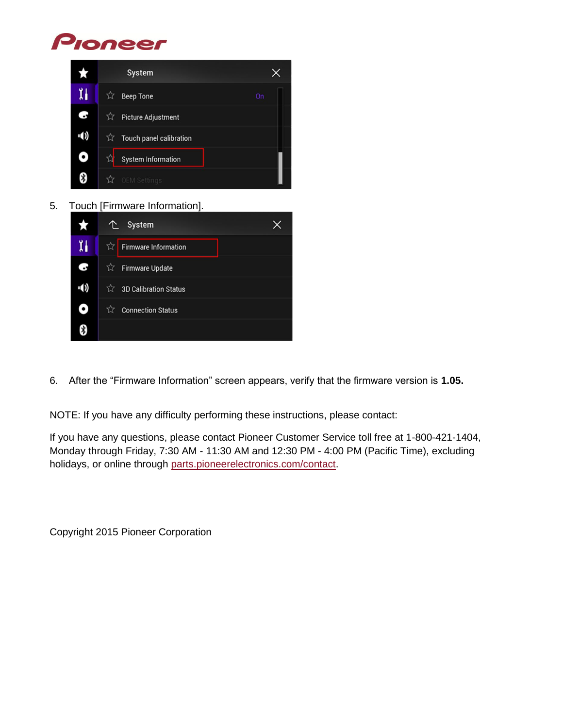5. Touch [Firmware Information].

6. After the “Firmware Information” screen appears, verify that the firmware version is **1.05.**

NOTE: If you have any difficulty performing these instructions, please contact:

If you have any questions, please contact Pioneer Customer Service toll free at 1-800-421-1404, Monday through Friday, 7:30 AM - 11:30 AM and 12:30 PM - 4:00 PM (Pacific Time), excluding holidays, or online through parts.pioneerelectronics.com/contact.

Copyright 2015 Pioneer Corporation